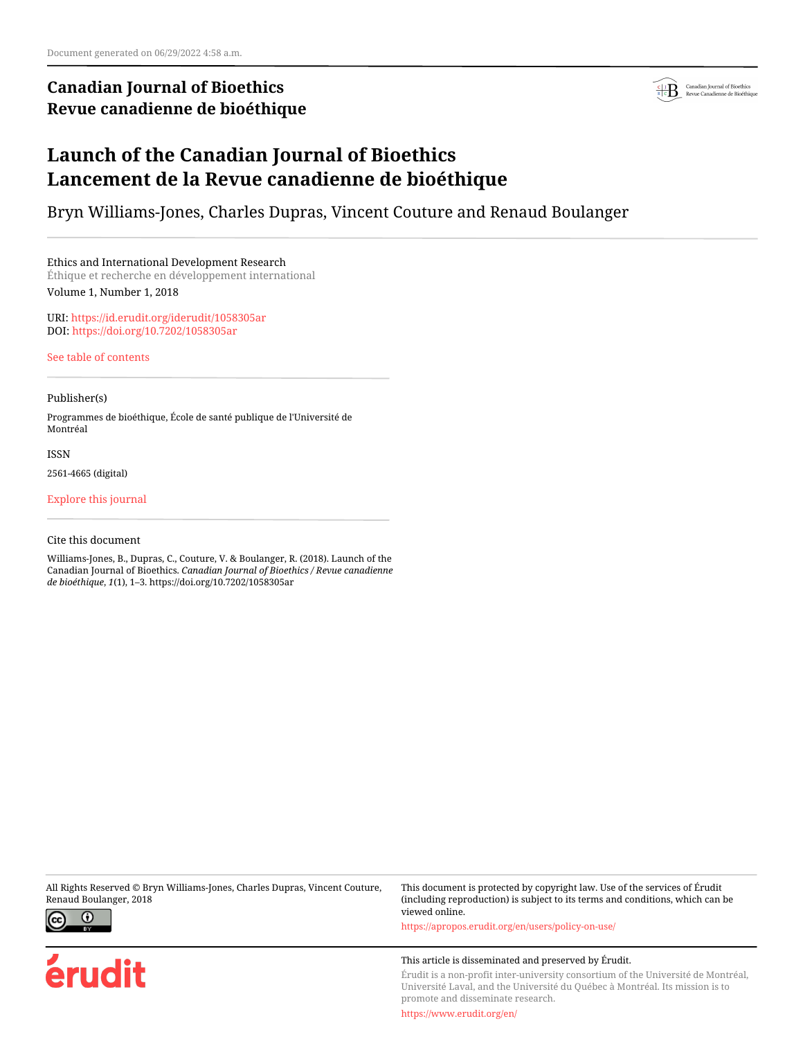Document generated on 06/29/2022 4:58 a.m.

**Canadian Journal of Bioethics**
**Revue canadienne de bioéthique**

# Launch of the Canadian Journal of Bioethics
# Lancement de la Revue canadienne de bioéthique

Bryn Williams-Jones, Charles Dupras, Vincent Couture and Renaud Boulanger

Ethics and International Development Research
Éthique et recherche en développement international
Volume 1, Number 1, 2018

URI: https://id.erudit.org/iderudit/1058305ar
DOI: https://doi.org/10.7202/1058305ar

See table of contents

Publisher(s)

Programmes de bioéthique, École de santé publique de l'Université de Montréal

ISSN

2561-4665 (digital)

Explore this journal

Cite this document

Williams-Jones, B., Dupras, C., Couture, V. & Boulanger, R. (2018). Launch of the Canadian Journal of Bioethics. *Canadian Journal of Bioethics / Revue canadienne de bioéthique*, *1*(1), 1–3. https://doi.org/10.7202/1058305ar

All Rights Reserved © Bryn Williams-Jones, Charles Dupras, Vincent Couture, Renaud Boulanger, 2018

This document is protected by copyright law. Use of the services of Érudit (including reproduction) is subject to its terms and conditions, which can be viewed online.

https://apropos.erudit.org/en/users/policy-on-use/

This article is disseminated and preserved by Érudit.

Érudit is a non-profit inter-university consortium of the Université de Montréal, Université Laval, and the Université du Québec à Montréal. Its mission is to promote and disseminate research.

https://www.erudit.org/en/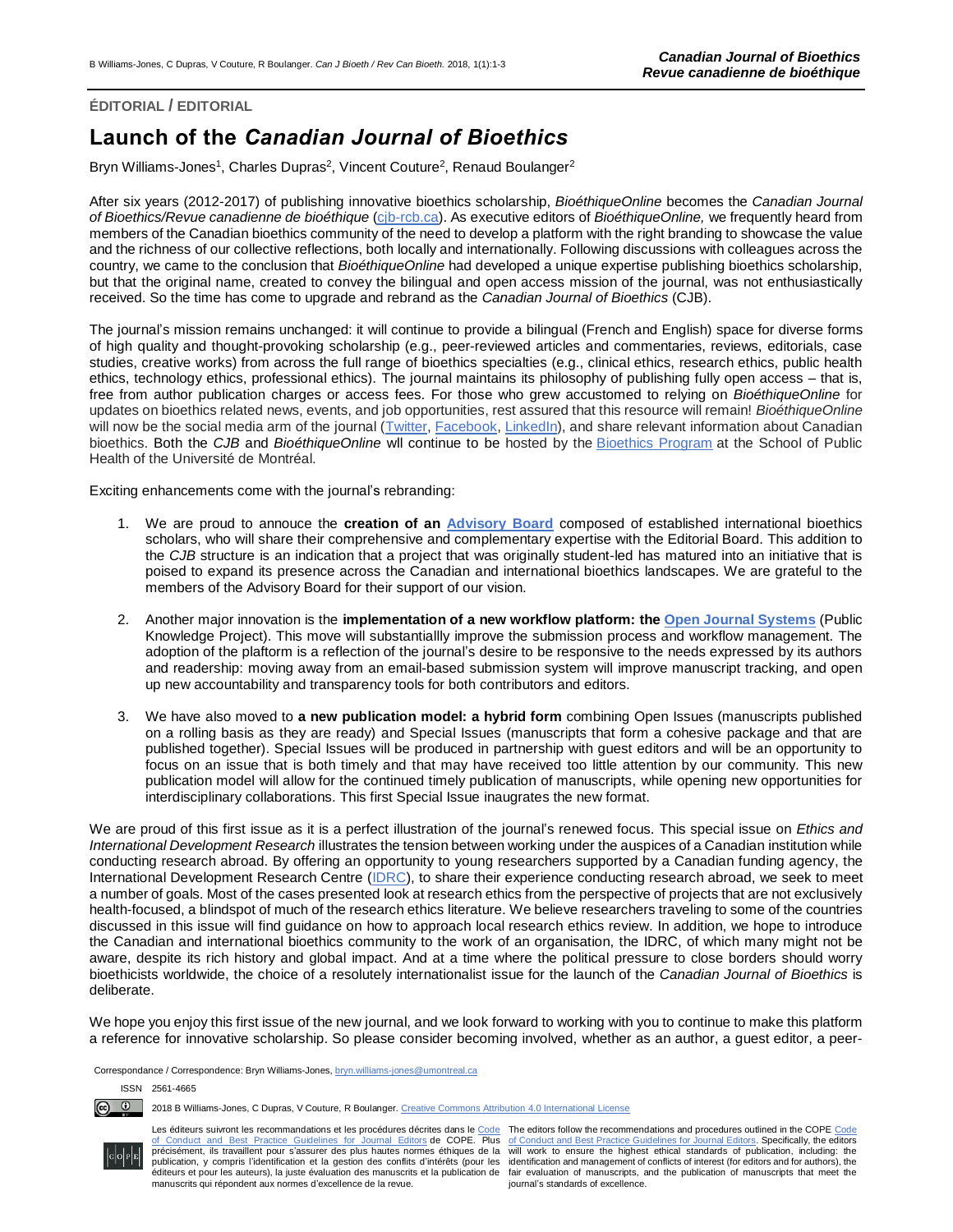ÉDITORIAL / EDITORIAL

# Launch of the *Canadian Journal of Bioethics*

Bryn Williams-Jones[1], Charles Dupras[2], Vincent Couture[2], Renaud Boulanger[2]

After six years (2012-2017) of publishing innovative bioethics scholarship, *BioéthiqueOnline* becomes the *Canadian Journal of Bioethics/Revue canadienne de bioéthique* (cjb-rcb.ca). As executive editors of *BioéthiqueOnline,* we frequently heard from members of the Canadian bioethics community of the need to develop a platform with the right branding to showcase the value and the richness of our collective reflections, both locally and internationally. Following discussions with colleagues across the country, we came to the conclusion that *BioéthiqueOnline* had developed a unique expertise publishing bioethics scholarship, but that the original name, created to convey the bilingual and open access mission of the journal, was not enthusiastically received. So the time has come to upgrade and rebrand as the *Canadian Journal of Bioethics* (CJB).

The journal's mission remains unchanged: it will continue to provide a bilingual (French and English) space for diverse forms of high quality and thought-provoking scholarship (e.g., peer-reviewed articles and commentaries, reviews, editorials, case studies, creative works) from across the full range of bioethics specialties (e.g., clinical ethics, research ethics, public health ethics, technology ethics, professional ethics). The journal maintains its philosophy of publishing fully open access – that is, free from author publication charges or access fees. For those who grew accustomed to relying on *BioéthiqueOnline* for updates on bioethics related news, events, and job opportunities, rest assured that this resource will remain! *BioéthiqueOnline* will now be the social media arm of the journal (Twitter, Facebook, LinkedIn), and share relevant information about Canadian bioethics. Both the *CJB* and *BioéthiqueOnline* wll continue to be hosted by the Bioethics Program at the School of Public Health of the Université de Montréal.

Exciting enhancements come with the journal's rebranding:

1. We are proud to annouce the **creation of an Advisory Board** composed of established international bioethics scholars, who will share their comprehensive and complementary expertise with the Editorial Board. This addition to the *CJB* structure is an indication that a project that was originally student-led has matured into an initiative that is poised to expand its presence across the Canadian and international bioethics landscapes. We are grateful to the members of the Advisory Board for their support of our vision.

2. Another major innovation is the **implementation of a new workflow platform: the Open Journal Systems** (Public Knowledge Project). This move will substantiallly improve the submission process and workflow management. The adoption of the plaftorm is a reflection of the journal's desire to be responsive to the needs expressed by its authors and readership: moving away from an email-based submission system will improve manuscript tracking, and open up new accountability and transparency tools for both contributors and editors.

3. We have also moved to **a new publication model: a hybrid form** combining Open Issues (manuscripts published on a rolling basis as they are ready) and Special Issues (manuscripts that form a cohesive package and that are published together). Special Issues will be produced in partnership with guest editors and will be an opportunity to focus on an issue that is both timely and that may have received too little attention by our community. This new publication model will allow for the continued timely publication of manuscripts, while opening new opportunities for interdisciplinary collaborations. This first Special Issue inaugrates the new format.

We are proud of this first issue as it is a perfect illustration of the journal's renewed focus. This special issue on *Ethics and International Development Research* illustrates the tension between working under the auspices of a Canadian institution while conducting research abroad. By offering an opportunity to young researchers supported by a Canadian funding agency, the International Development Research Centre (IDRC), to share their experience conducting research abroad, we seek to meet a number of goals. Most of the cases presented look at research ethics from the perspective of projects that are not exclusively health-focused, a blindspot of much of the research ethics literature. We believe researchers traveling to some of the countries discussed in this issue will find guidance on how to approach local research ethics review. In addition, we hope to introduce the Canadian and international bioethics community to the work of an organisation, the IDRC, of which many might not be aware, despite its rich history and global impact. And at a time where the political pressure to close borders should worry bioethicists worldwide, the choice of a resolutely internationalist issue for the launch of the *Canadian Journal of Bioethics* is deliberate.

We hope you enjoy this first issue of the new journal, and we look forward to working with you to continue to make this platform a reference for innovative scholarship. So please consider becoming involved, whether as an author, a guest editor, a peer-

Correspondance / Correspondence: Bryn Williams-Jones, bryn.williams-jones@umontreal.ca

ISSN 2561-4665

2018 B Williams-Jones, C Dupras, V Couture, R Boulanger. Creative Commons Attribution 4.0 International License

Les éditeurs suivront les recommandations et les procédures décrites dans le Code of Conduct and Best Practice Guidelines for Journal Editors de COPE. Plus précisément, ils travaillent pour s'assurer des plus hautes normes éthiques de la publication, y compris l'identification et la gestion des conflits d'intérêts (pour les éditeurs et pour les auteurs), la juste évaluation des manuscrits et la publication de manuscrits qui répondent aux normes d'excellence de la revue.

The editors follow the recommendations and procedures outlined in the COPE Code of Conduct and Best Practice Guidelines for Journal Editors. Specifically, the editors will work to ensure the highest ethical standards of publication, including: the identification and management of conflicts of interest (for editors and for authors), the fair evaluation of manuscripts, and the publication of manuscripts that meet the journal's standards of excellence.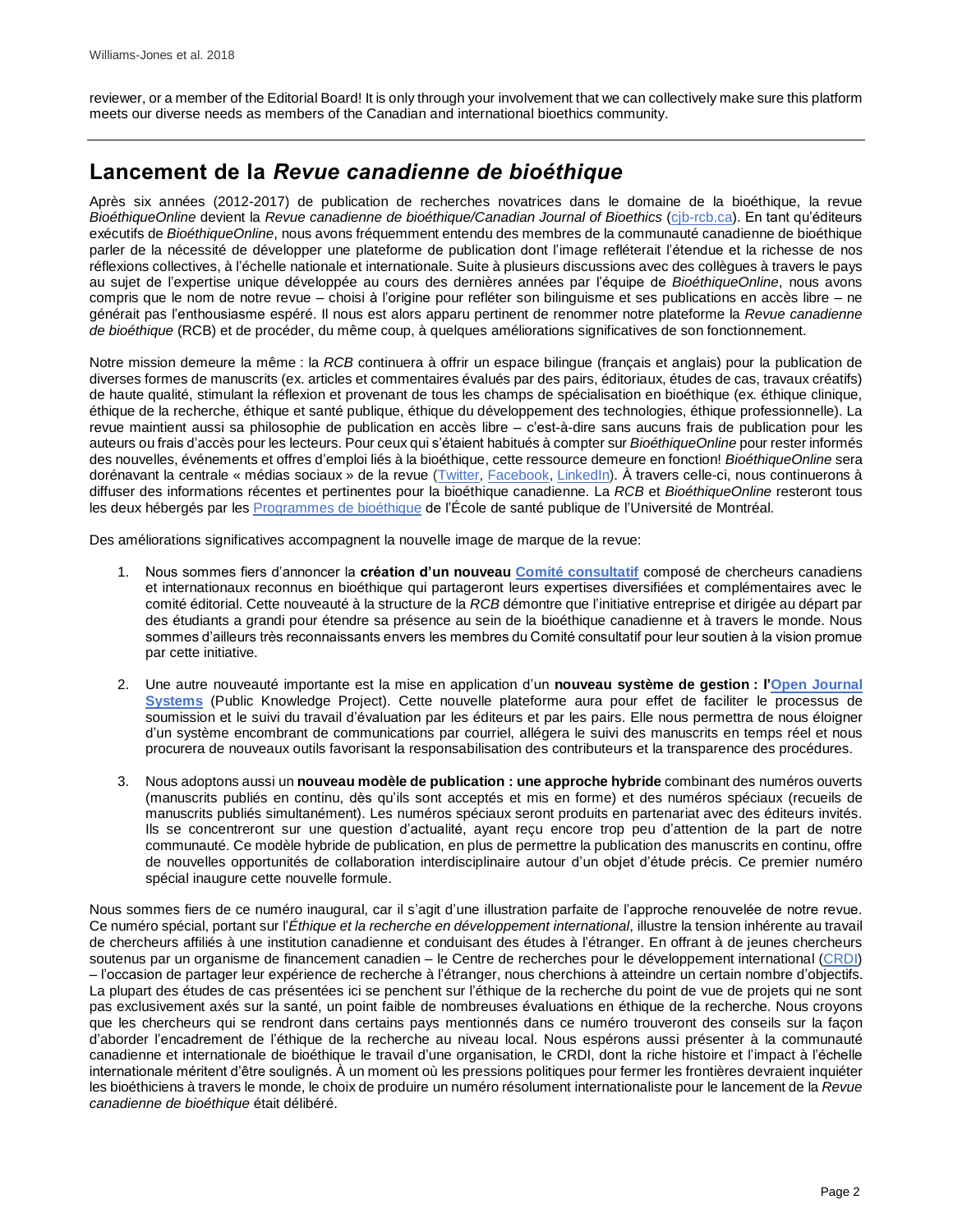reviewer, or a member of the Editorial Board! It is only through your involvement that we can collectively make sure this platform meets our diverse needs as members of the Canadian and international bioethics community.

---

## Lancement de la *Revue canadienne de bioéthique*

Après six années (2012-2017) de publication de recherches novatrices dans le domaine de la bioéthique, la revue *BioéthiqueOnline* devient la *Revue canadienne de bioéthique/Canadian Journal of Bioethics* (cjb-rcb.ca). En tant qu'éditeurs exécutifs de *BioéthiqueOnline*, nous avons fréquemment entendu des membres de la communauté canadienne de bioéthique parler de la nécessité de développer une plateforme de publication dont l'image refléterait l'étendue et la richesse de nos réflexions collectives, à l'échelle nationale et internationale. Suite à plusieurs discussions avec des collègues à travers le pays au sujet de l'expertise unique développée au cours des dernières années par l'équipe de *BioéthiqueOnline*, nous avons compris que le nom de notre revue – choisi à l'origine pour refléter son bilinguisme et ses publications en accès libre – ne générait pas l'enthousiasme espéré. Il nous est alors apparu pertinent de renommer notre plateforme la *Revue canadienne de bioéthique* (RCB) et de procéder, du même coup, à quelques améliorations significatives de son fonctionnement.

Notre mission demeure la même : la *RCB* continuera à offrir un espace bilingue (français et anglais) pour la publication de diverses formes de manuscrits (ex. articles et commentaires évalués par des pairs, éditoriaux, études de cas, travaux créatifs) de haute qualité, stimulant la réflexion et provenant de tous les champs de spécialisation en bioéthique (ex. éthique clinique, éthique de la recherche, éthique et santé publique, éthique du développement des technologies, éthique professionnelle). La revue maintient aussi sa philosophie de publication en accès libre – c'est-à-dire sans aucuns frais de publication pour les auteurs ou frais d'accès pour les lecteurs. Pour ceux qui s'étaient habitués à compter sur *BioéthiqueOnline* pour rester informés des nouvelles, événements et offres d'emploi liés à la bioéthique, cette ressource demeure en fonction! *BioéthiqueOnline* sera dorénavant la centrale « médias sociaux » de la revue (Twitter, Facebook, LinkedIn). À travers celle-ci, nous continuerons à diffuser des informations récentes et pertinentes pour la bioéthique canadienne. La *RCB* et *BioéthiqueOnline* resteront tous les deux hébergés par les Programmes de bioéthique de l'École de santé publique de l'Université de Montréal.

Des améliorations significatives accompagnent la nouvelle image de marque de la revue:

1. Nous sommes fiers d'annoncer la **création d'un nouveau Comité consultatif** composé de chercheurs canadiens et internationaux reconnus en bioéthique qui partageront leurs expertises diversifiées et complémentaires avec le comité éditorial. Cette nouveauté à la structure de la *RCB* démontre que l'initiative entreprise et dirigée au départ par des étudiants a grandi pour étendre sa présence au sein de la bioéthique canadienne et à travers le monde. Nous sommes d'ailleurs très reconnaissants envers les membres du Comité consultatif pour leur soutien à la vision promue par cette initiative.

2. Une autre nouveauté importante est la mise en application d'un **nouveau système de gestion : l'Open Journal Systems** (Public Knowledge Project). Cette nouvelle plateforme aura pour effet de faciliter le processus de soumission et le suivi du travail d'évaluation par les éditeurs et par les pairs. Elle nous permettra de nous éloigner d'un système encombrant de communications par courriel, allégera le suivi des manuscrits en temps réel et nous procurera de nouveaux outils favorisant la responsabilisation des contributeurs et la transparence des procédures.

3. Nous adoptons aussi un **nouveau modèle de publication : une approche hybride** combinant des numéros ouverts (manuscrits publiés en continu, dès qu'ils sont acceptés et mis en forme) et des numéros spéciaux (recueils de manuscrits publiés simultanément). Les numéros spéciaux seront produits en partenariat avec des éditeurs invités. Ils se concentreront sur une question d'actualité, ayant reçu encore trop peu d'attention de la part de notre communauté. Ce modèle hybride de publication, en plus de permettre la publication des manuscrits en continu, offre de nouvelles opportunités de collaboration interdisciplinaire autour d'un objet d'étude précis. Ce premier numéro spécial inaugure cette nouvelle formule.

Nous sommes fiers de ce numéro inaugural, car il s'agit d'une illustration parfaite de l'approche renouvelée de notre revue. Ce numéro spécial, portant sur l'*Éthique et la recherche en développement international*, illustre la tension inhérente au travail de chercheurs affiliés à une institution canadienne et conduisant des études à l'étranger. En offrant à de jeunes chercheurs soutenus par un organisme de financement canadien – le Centre de recherches pour le développement international (CRDI) – l'occasion de partager leur expérience de recherche à l'étranger, nous cherchions à atteindre un certain nombre d'objectifs. La plupart des études de cas présentées ici se penchent sur l'éthique de la recherche du point de vue de projets qui ne sont pas exclusivement axés sur la santé, un point faible de nombreuses évaluations en éthique de la recherche. Nous croyons que les chercheurs qui se rendront dans certains pays mentionnés dans ce numéro trouveront des conseils sur la façon d'aborder l'encadrement de l'éthique de la recherche au niveau local. Nous espérons aussi présenter à la communauté canadienne et internationale de bioéthique le travail d'une organisation, le CRDI, dont la riche histoire et l'impact à l'échelle internationale méritent d'être soulignés. À un moment où les pressions politiques pour fermer les frontières devraient inquiéter les bioéthiciens à travers le monde, le choix de produire un numéro résolument internationaliste pour le lancement de la *Revue canadienne de bioéthique* était délibéré.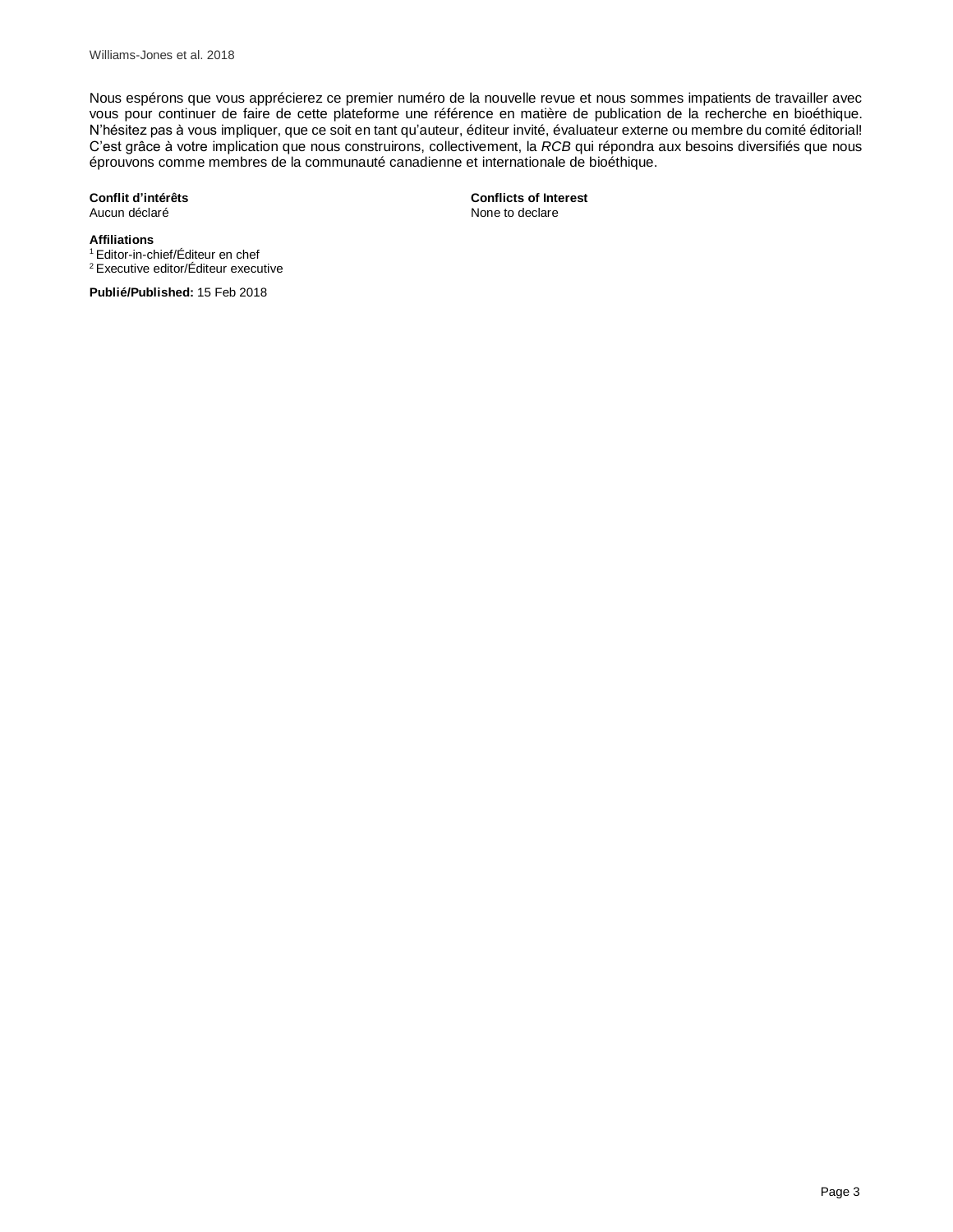Nous espérons que vous apprécierez ce premier numéro de la nouvelle revue et nous sommes impatients de travailler avec vous pour continuer de faire de cette plateforme une référence en matière de publication de la recherche en bioéthique. N'hésitez pas à vous impliquer, que ce soit en tant qu'auteur, éditeur invité, évaluateur externe ou membre du comité éditorial! C'est grâce à votre implication que nous construirons, collectivement, la *RCB* qui répondra aux besoins diversifiés que nous éprouvons comme membres de la communauté canadienne et internationale de bioéthique.

**Conflit d'intérêts**
Aucun déclaré

**Conflicts of Interest**
None to declare

**Affiliations**
[1] Editor-in-chief/Éditeur en chef
[2] Executive editor/Éditeur executive

**Publié/Published:** 15 Feb 2018